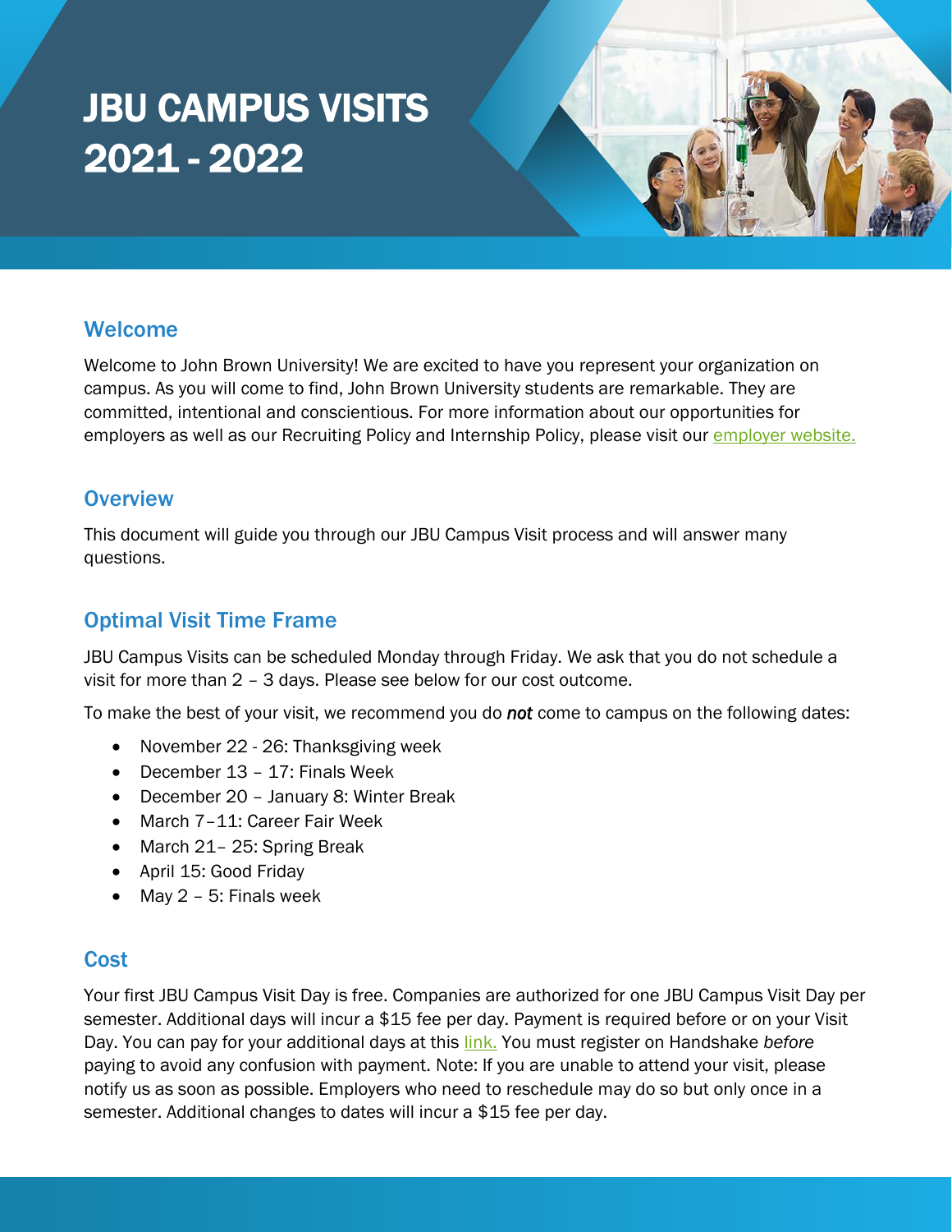# JBU CAMPUS VISITS 2021 - 2022

## Welcome

Welcome to John Brown University! We are excited to have you represent your organization on campus. As you will come to find, John Brown University students are remarkable. They are committed, intentional and conscientious. For more information about our opportunities for employers as well as our Recruiting Policy and Internship Policy, please visit our employer website.

## Overview

This document will guide you through our JBU Campus Visit process and will answer many questions.

## Optimal Visit Time Frame

JBU Campus Visits can be scheduled Monday through Friday. We ask that you do not schedule a visit for more than 2 – 3 days. Please see below for our cost outcome.

To make the best of your visit, we recommend you do ***not*** come to campus on the following dates:

- November 22 - 26: Thanksgiving week
- December 13 – 17: Finals Week
- December 20 – January 8: Winter Break
- March 7–11: Career Fair Week
- March 21– 25: Spring Break
- April 15: Good Friday
- May 2 – 5: Finals week

## Cost

Your first JBU Campus Visit Day is free. Companies are authorized for one JBU Campus Visit Day per semester. Additional days will incur a $15 fee per day. Payment is required before or on your Visit Day. You can pay for your additional days at this link. You must register on Handshake *before* paying to avoid any confusion with payment. Note: If you are unable to attend your visit, please notify us as soon as possible. Employers who need to reschedule may do so but only once in a semester. Additional changes to dates will incur a $15 fee per day.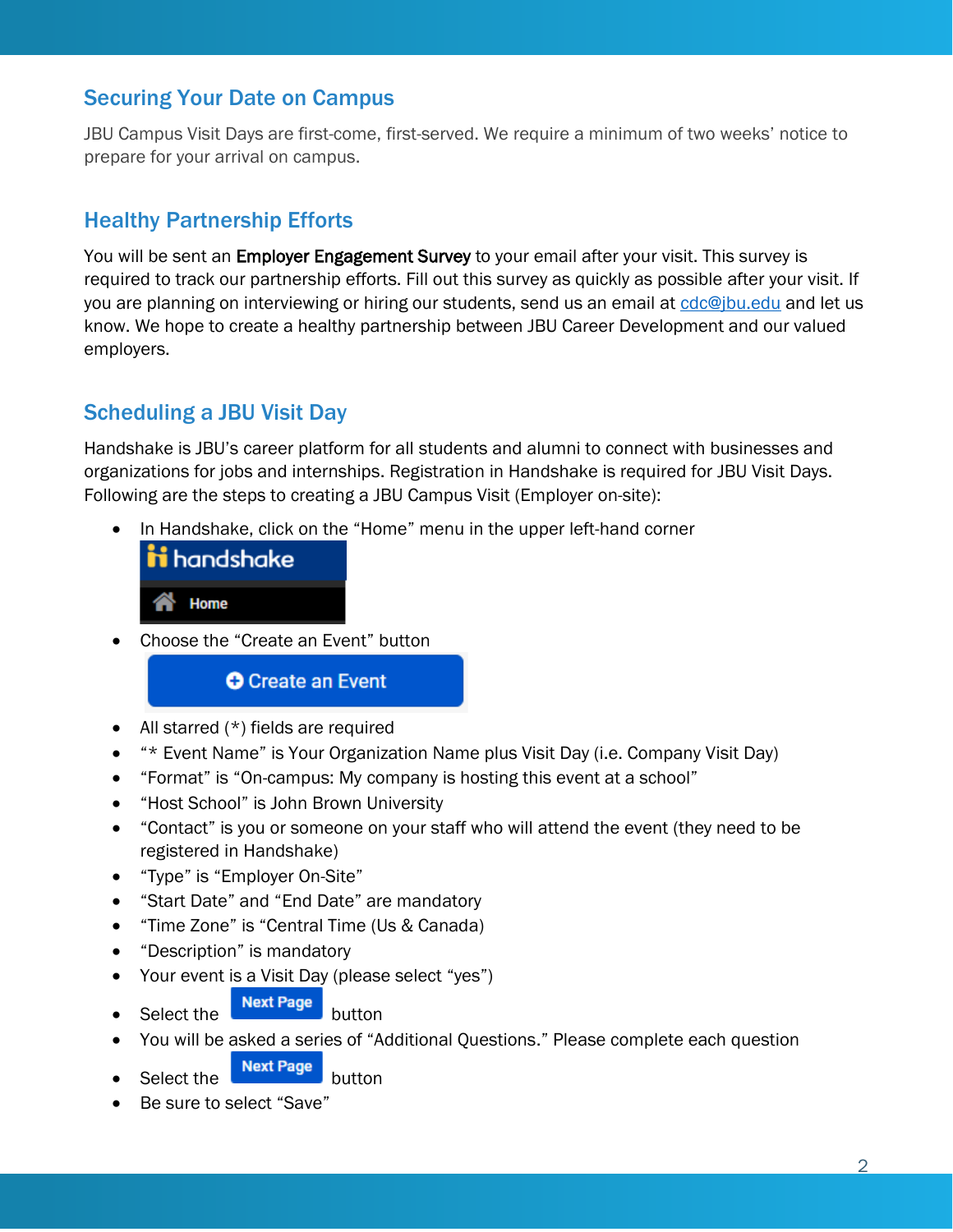## Securing Your Date on Campus

JBU Campus Visit Days are first-come, first-served. We require a minimum of two weeks' notice to prepare for your arrival on campus.

## Healthy Partnership Efforts

You will be sent an **Employer Engagement Survey** to your email after your visit. This survey is required to track our partnership efforts. Fill out this survey as quickly as possible after your visit. If you are planning on interviewing or hiring our students, send us an email at cdc@jbu.edu and let us know. We hope to create a healthy partnership between JBU Career Development and our valued employers.

## Scheduling a JBU Visit Day

Handshake is JBU's career platform for all students and alumni to connect with businesses and organizations for jobs and internships. Registration in Handshake is required for JBU Visit Days. Following are the steps to creating a JBU Campus Visit (Employer on-site):

- In Handshake, click on the "Home" menu in the upper left-hand corner
- Choose the "Create an Event" button
- All starred (*) fields are required
- "* Event Name" is Your Organization Name plus Visit Day (i.e. Company Visit Day)
- "Format" is "On-campus: My company is hosting this event at a school"
- "Host School" is John Brown University
- "Contact" is you or someone on your staff who will attend the event (they need to be registered in Handshake)
- "Type" is "Employer On-Site"
- "Start Date" and "End Date" are mandatory
- "Time Zone" is "Central Time (Us & Canada)
- "Description" is mandatory
- Your event is a Visit Day (please select "yes")
- Select the **Next Page** button
- You will be asked a series of "Additional Questions." Please complete each question
- Select the **Next Page** button
- Be sure to select "Save"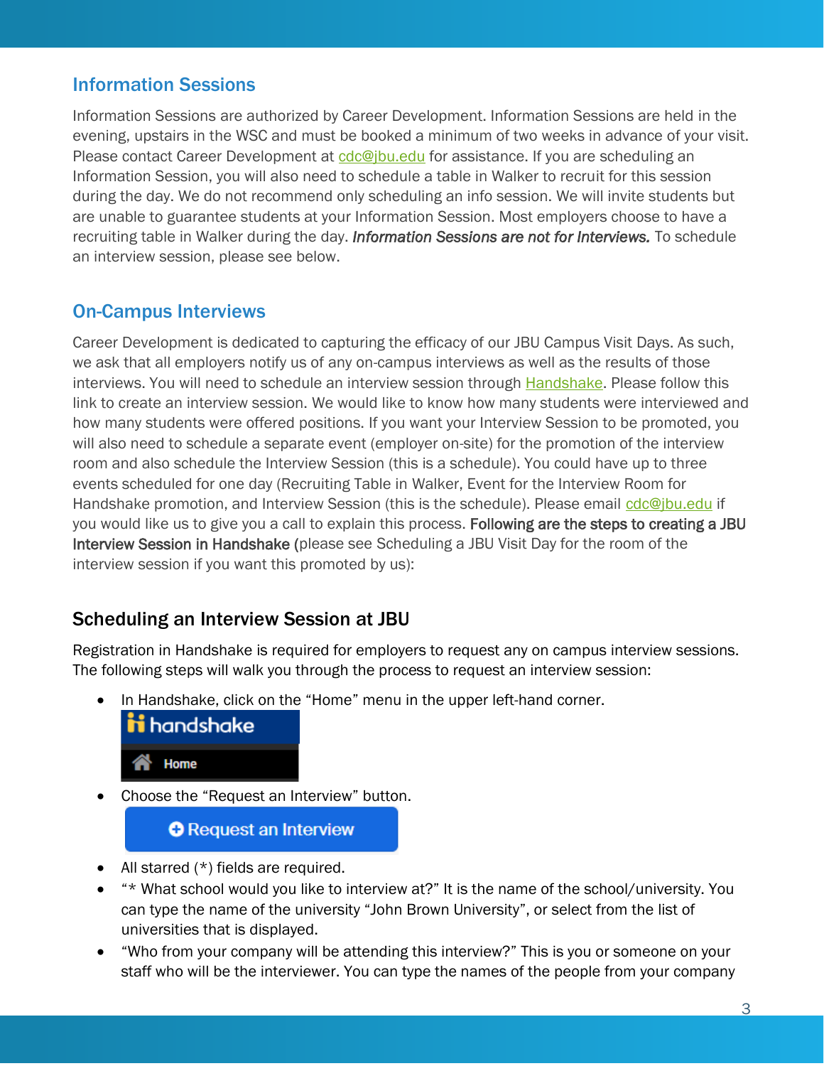## Information Sessions

Information Sessions are authorized by Career Development. Information Sessions are held in the evening, upstairs in the WSC and must be booked a minimum of two weeks in advance of your visit. Please contact Career Development at cdc@jbu.edu for assistance. If you are scheduling an Information Session, you will also need to schedule a table in Walker to recruit for this session during the day. We do not recommend only scheduling an info session. We will invite students but are unable to guarantee students at your Information Session. Most employers choose to have a recruiting table in Walker during the day. ***Information Sessions are not for Interviews.*** To schedule an interview session, please see below.

## On-Campus Interviews

Career Development is dedicated to capturing the efficacy of our JBU Campus Visit Days. As such, we ask that all employers notify us of any on-campus interviews as well as the results of those interviews. You will need to schedule an interview session through Handshake. Please follow this link to create an interview session. We would like to know how many students were interviewed and how many students were offered positions. If you want your Interview Session to be promoted, you will also need to schedule a separate event (employer on-site) for the promotion of the interview room and also schedule the Interview Session (this is a schedule). You could have up to three events scheduled for one day (Recruiting Table in Walker, Event for the Interview Room for Handshake promotion, and Interview Session (this is the schedule). Please email cdc@jbu.edu if you would like us to give you a call to explain this process. **Following are the steps to creating a JBU Interview Session in Handshake (**please see Scheduling a JBU Visit Day for the room of the interview session if you want this promoted by us):

### Scheduling an Interview Session at JBU

Registration in Handshake is required for employers to request any on campus interview sessions. The following steps will walk you through the process to request an interview session:

- In Handshake, click on the "Home" menu in the upper left-hand corner.
- Choose the "Request an Interview" button.
- All starred (*) fields are required.
- "* What school would you like to interview at?" It is the name of the school/university. You can type the name of the university "John Brown University", or select from the list of universities that is displayed.
- "Who from your company will be attending this interview?" This is you or someone on your staff who will be the interviewer. You can type the names of the people from your company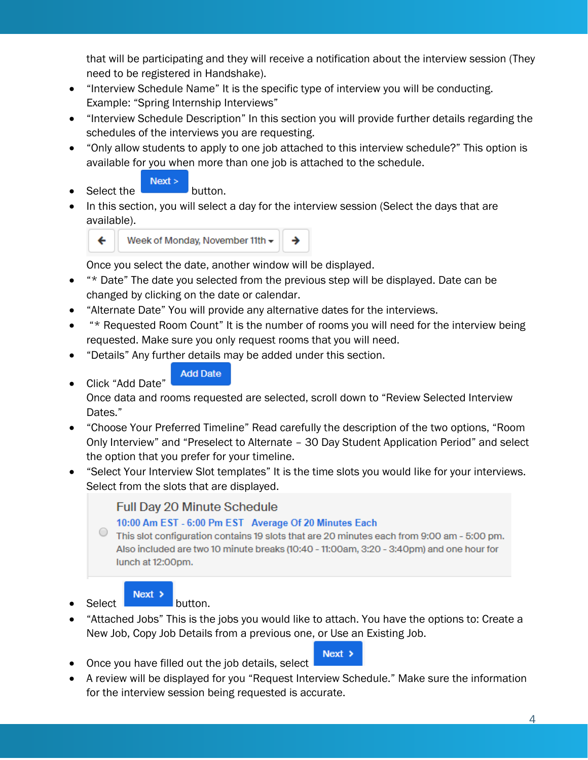that will be participating and they will receive a notification about the interview session (They need to be registered in Handshake).

- "Interview Schedule Name" It is the specific type of interview you will be conducting. Example: "Spring Internship Interviews"
- "Interview Schedule Description" In this section you will provide further details regarding the schedules of the interviews you are requesting.
- "Only allow students to apply to one job attached to this interview schedule?" This option is available for you when more than one job is attached to the schedule.
- Select the **Next >** button.
- In this section, you will select a day for the interview session (Select the days that are available).

  ← Week of Monday, November 11th ▾ →

  Once you select the date, another window will be displayed.
- "* Date" The date you selected from the previous step will be displayed. Date can be changed by clicking on the date or calendar.
- "Alternate Date" You will provide any alternative dates for the interviews.
- "* Requested Room Count" It is the number of rooms you will need for the interview being requested. Make sure you only request rooms that you will need.
- "Details" Any further details may be added under this section.
- Click "Add Date" **Add Date**

  Once data and rooms requested are selected, scroll down to "Review Selected Interview Dates."
- "Choose Your Preferred Timeline" Read carefully the description of the two options, "Room Only Interview" and "Preselect to Alternate – 30 Day Student Application Period" and select the option that you prefer for your timeline.
- "Select Your Interview Slot templates" It is the time slots you would like for your interviews. Select from the slots that are displayed.

  Full Day 20 Minute Schedule

  10:00 Am EST - 6:00 Pm EST   Average Of 20 Minutes Each

  This slot configuration contains 19 slots that are 20 minutes each from 9:00 am - 5:00 pm. Also included are two 10 minute breaks (10:40 - 11:00am, 3:20 - 3:40pm) and one hour for lunch at 12:00pm.
- Select **Next >** button.
- "Attached Jobs" This is the jobs you would like to attach. You have the options to: Create a New Job, Copy Job Details from a previous one, or Use an Existing Job.
- Once you have filled out the job details, select **Next >**
- A review will be displayed for you "Request Interview Schedule." Make sure the information for the interview session being requested is accurate.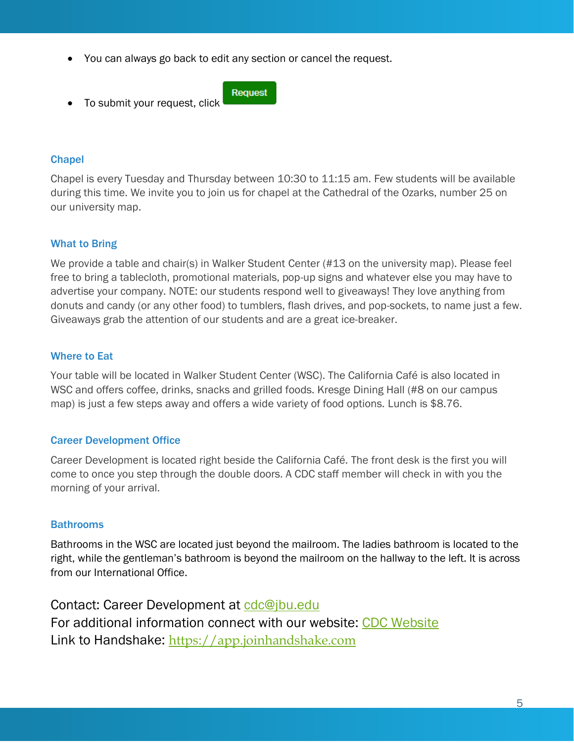- You can always go back to edit any section or cancel the request.
- To submit your request, click **Request**

### Chapel

Chapel is every Tuesday and Thursday between 10:30 to 11:15 am. Few students will be available during this time. We invite you to join us for chapel at the Cathedral of the Ozarks, number 25 on our university map.

### What to Bring

We provide a table and chair(s) in Walker Student Center (#13 on the university map). Please feel free to bring a tablecloth, promotional materials, pop-up signs and whatever else you may have to advertise your company. NOTE: our students respond well to giveaways! They love anything from donuts and candy (or any other food) to tumblers, flash drives, and pop-sockets, to name just a few. Giveaways grab the attention of our students and are a great ice-breaker.

### Where to Eat

Your table will be located in Walker Student Center (WSC). The California Café is also located in WSC and offers coffee, drinks, snacks and grilled foods. Kresge Dining Hall (#8 on our campus map) is just a few steps away and offers a wide variety of food options. Lunch is $8.76.

### Career Development Office

Career Development is located right beside the California Café. The front desk is the first you will come to once you step through the double doors. A CDC staff member will check in with you the morning of your arrival.

### Bathrooms

Bathrooms in the WSC are located just beyond the mailroom. The ladies bathroom is located to the right, while the gentleman's bathroom is beyond the mailroom on the hallway to the left. It is across from our International Office.

Contact: Career Development at [cdc@jbu.edu](mailto:cdc@jbu.edu)
For additional information connect with our website: CDC Website
Link to Handshake: [https://app.joinhandshake.com](https://app.joinhandshake.com)